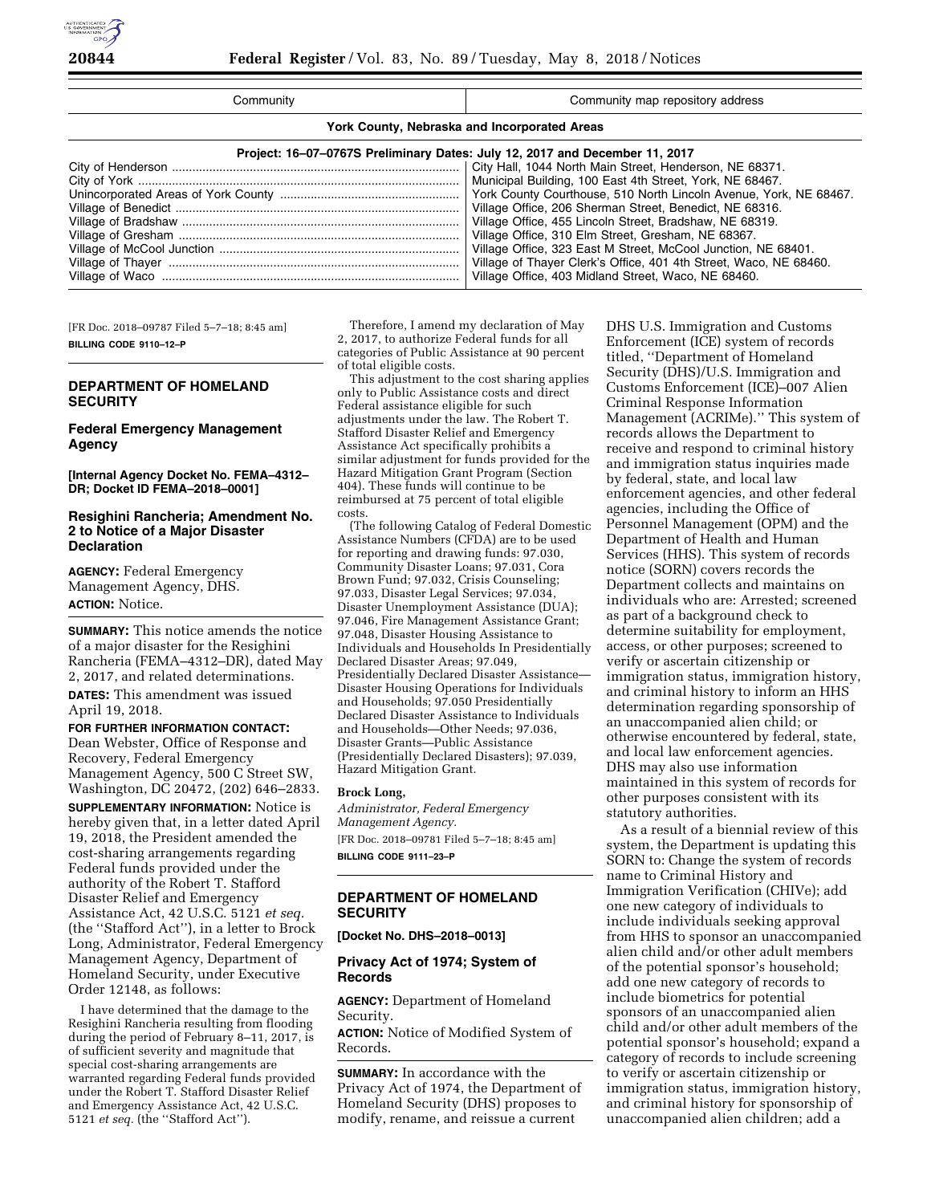| Community | Community map repository address |
|---|---|
| **York County, Nebraska and Incorporated Areas** | |
| **Project: 16–07–0767S Preliminary Dates: July 12, 2017 and December 11, 2017** | |
| City of Henderson | City Hall, 1044 North Main Street, Henderson, NE 68371. |
| City of York | Municipal Building, 100 East 4th Street, York, NE 68467. |
| Unincorporated Areas of York County | York County Courthouse, 510 North Lincoln Avenue, York, NE 68467. |
| Village of Benedict | Village Office, 206 Sherman Street, Benedict, NE 68316. |
| Village of Bradshaw | Village Office, 455 Lincoln Street, Bradshaw, NE 68319. |
| Village of Gresham | Village Office, 310 Elm Street, Gresham, NE 68367. |
| Village of McCool Junction | Village Office, 323 East M Street, McCool Junction, NE 68401. |
| Village of Thayer | Village of Thayer Clerk's Office, 401 4th Street, Waco, NE 68460. |
| Village of Waco | Village Office, 403 Midland Street, Waco, NE 68460. |

[FR Doc. 2018–09787 Filed 5–7–18; 8:45 am]

**BILLING CODE 9110–12–P**

## DEPARTMENT OF HOMELAND SECURITY

### Federal Emergency Management Agency

**[Internal Agency Docket No. FEMA–4312–DR; Docket ID FEMA–2018–0001]**

### Resighini Rancheria; Amendment No. 2 to Notice of a Major Disaster Declaration

**AGENCY:** Federal Emergency Management Agency, DHS.

**ACTION:** Notice.

**SUMMARY:** This notice amends the notice of a major disaster for the Resighini Rancheria (FEMA–4312–DR), dated May 2, 2017, and related determinations.

**DATES:** This amendment was issued April 19, 2018.

**FOR FURTHER INFORMATION CONTACT:** Dean Webster, Office of Response and Recovery, Federal Emergency Management Agency, 500 C Street SW, Washington, DC 20472, (202) 646–2833.

**SUPPLEMENTARY INFORMATION:** Notice is hereby given that, in a letter dated April 19, 2018, the President amended the cost-sharing arrangements regarding Federal funds provided under the authority of the Robert T. Stafford Disaster Relief and Emergency Assistance Act, 42 U.S.C. 5121 *et seq.* (the ''Stafford Act''), in a letter to Brock Long, Administrator, Federal Emergency Management Agency, Department of Homeland Security, under Executive Order 12148, as follows:

I have determined that the damage to the Resighini Rancheria resulting from flooding during the period of February 8–11, 2017, is of sufficient severity and magnitude that special cost-sharing arrangements are warranted regarding Federal funds provided under the Robert T. Stafford Disaster Relief and Emergency Assistance Act, 42 U.S.C. 5121 *et seq.* (the ''Stafford Act'').

Therefore, I amend my declaration of May 2, 2017, to authorize Federal funds for all categories of Public Assistance at 90 percent of total eligible costs.

This adjustment to the cost sharing applies only to Public Assistance costs and direct Federal assistance eligible for such adjustments under the law. The Robert T. Stafford Disaster Relief and Emergency Assistance Act specifically prohibits a similar adjustment for funds provided for the Hazard Mitigation Grant Program (Section 404). These funds will continue to be reimbursed at 75 percent of total eligible costs.

(The following Catalog of Federal Domestic Assistance Numbers (CFDA) are to be used for reporting and drawing funds: 97.030, Community Disaster Loans; 97.031, Cora Brown Fund; 97.032, Crisis Counseling; 97.033, Disaster Legal Services; 97.034, Disaster Unemployment Assistance (DUA); 97.046, Fire Management Assistance Grant; 97.048, Disaster Housing Assistance to Individuals and Households In Presidentially Declared Disaster Areas; 97.049, Presidentially Declared Disaster Assistance—Disaster Housing Operations for Individuals and Households; 97.050 Presidentially Declared Disaster Assistance to Individuals and Households—Other Needs; 97.036, Disaster Grants—Public Assistance (Presidentially Declared Disasters); 97.039, Hazard Mitigation Grant.

**Brock Long,**

*Administrator, Federal Emergency Management Agency.*

[FR Doc. 2018–09781 Filed 5–7–18; 8:45 am]

**BILLING CODE 9111–23–P**

## DEPARTMENT OF HOMELAND SECURITY

**[Docket No. DHS–2018–0013]**

### Privacy Act of 1974; System of Records

**AGENCY:** Department of Homeland Security.

**ACTION:** Notice of Modified System of Records.

**SUMMARY:** In accordance with the Privacy Act of 1974, the Department of Homeland Security (DHS) proposes to modify, rename, and reissue a current DHS U.S. Immigration and Customs Enforcement (ICE) system of records titled, ''Department of Homeland Security (DHS)/U.S. Immigration and Customs Enforcement (ICE)–007 Alien Criminal Response Information Management (ACRIMe).'' This system of records allows the Department to receive and respond to criminal history and immigration status inquiries made by federal, state, and local law enforcement agencies, and other federal agencies, including the Office of Personnel Management (OPM) and the Department of Health and Human Services (HHS). This system of records notice (SORN) covers records the Department collects and maintains on individuals who are: Arrested; screened as part of a background check to determine suitability for employment, access, or other purposes; screened to verify or ascertain citizenship or immigration status, immigration history, and criminal history to inform an HHS determination regarding sponsorship of an unaccompanied alien child; or otherwise encountered by federal, state, and local law enforcement agencies. DHS may also use information maintained in this system of records for other purposes consistent with its statutory authorities.

As a result of a biennial review of this system, the Department is updating this SORN to: Change the system of records name to Criminal History and Immigration Verification (CHIVe); add one new category of individuals to include individuals seeking approval from HHS to sponsor an unaccompanied alien child and/or other adult members of the potential sponsor's household; add one new category of records to include biometrics for potential sponsors of an unaccompanied alien child and/or other adult members of the potential sponsor's household; expand a category of records to include screening to verify or ascertain citizenship or immigration status, immigration history, and criminal history for sponsorship of unaccompanied alien children; add a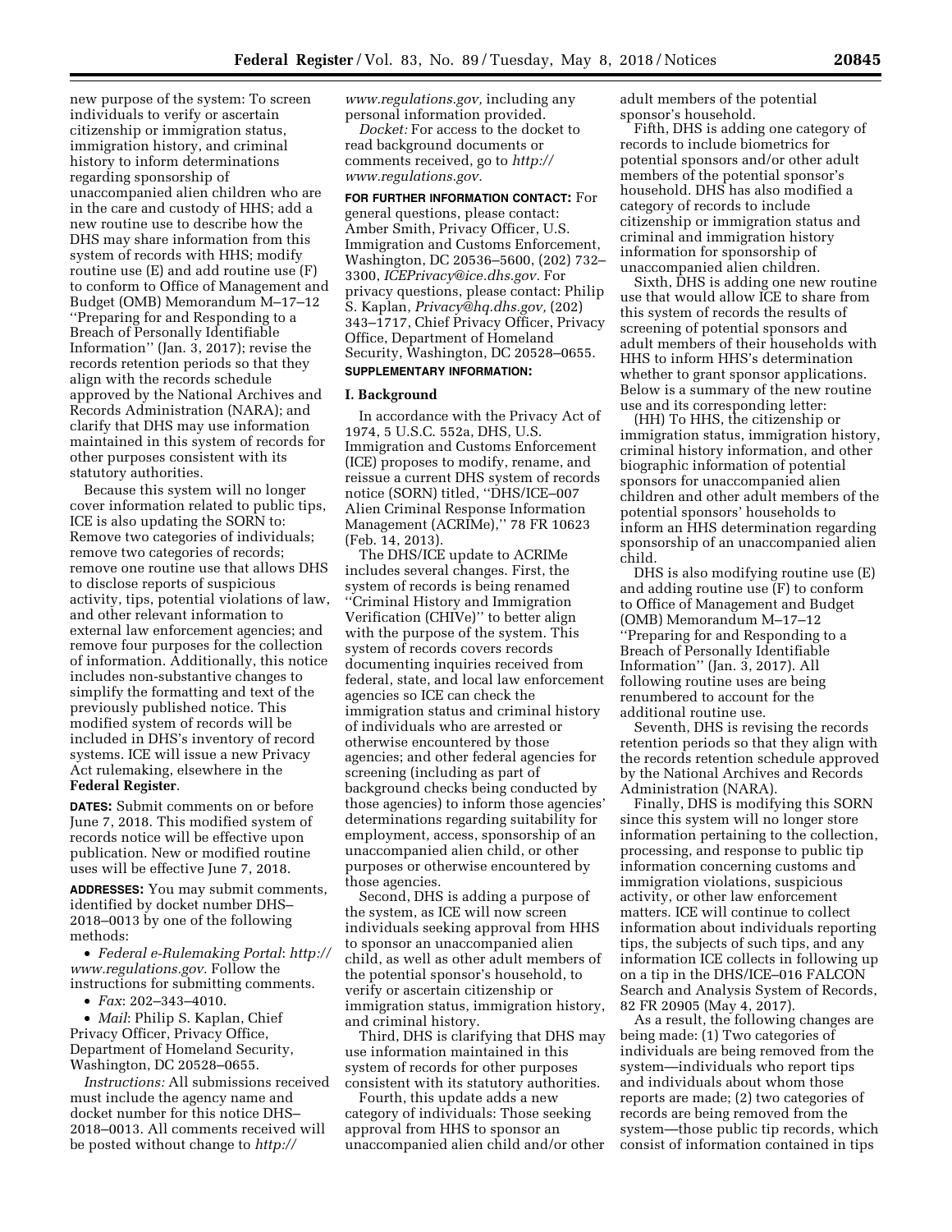new purpose of the system: To screen individuals to verify or ascertain citizenship or immigration status, immigration history, and criminal history to inform determinations regarding sponsorship of unaccompanied alien children who are in the care and custody of HHS; add a new routine use to describe how the DHS may share information from this system of records with HHS; modify routine use (E) and add routine use (F) to conform to Office of Management and Budget (OMB) Memorandum M–17–12 ''Preparing for and Responding to a Breach of Personally Identifiable Information'' (Jan. 3, 2017); revise the records retention periods so that they align with the records schedule approved by the National Archives and Records Administration (NARA); and clarify that DHS may use information maintained in this system of records for other purposes consistent with its statutory authorities.

Because this system will no longer cover information related to public tips, ICE is also updating the SORN to: Remove two categories of individuals; remove two categories of records; remove one routine use that allows DHS to disclose reports of suspicious activity, tips, potential violations of law, and other relevant information to external law enforcement agencies; and remove four purposes for the collection of information. Additionally, this notice includes non-substantive changes to simplify the formatting and text of the previously published notice. This modified system of records will be included in DHS's inventory of record systems. ICE will issue a new Privacy Act rulemaking, elsewhere in the **Federal Register**.

**DATES:** Submit comments on or before June 7, 2018. This modified system of records notice will be effective upon publication. New or modified routine uses will be effective June 7, 2018.

**ADDRESSES:** You may submit comments, identified by docket number DHS–2018–0013 by one of the following methods:

- *Federal e-Rulemaking Portal*: *http://www.regulations.gov.* Follow the instructions for submitting comments.
- *Fax*: 202–343–4010.
- *Mail*: Philip S. Kaplan, Chief Privacy Officer, Privacy Office, Department of Homeland Security, Washington, DC 20528–0655.

*Instructions:* All submissions received must include the agency name and docket number for this notice DHS–2018–0013. All comments received will be posted without change to *http://www.regulations.gov,* including any personal information provided.

*Docket:* For access to the docket to read background documents or comments received, go to *http://www.regulations.gov.*

**FOR FURTHER INFORMATION CONTACT:** For general questions, please contact: Amber Smith, Privacy Officer, U.S. Immigration and Customs Enforcement, Washington, DC 20536–5600, (202) 732–3300, *ICEPrivacy@ice.dhs.gov.* For privacy questions, please contact: Philip S. Kaplan, *Privacy@hq.dhs.gov,* (202) 343–1717, Chief Privacy Officer, Privacy Office, Department of Homeland Security, Washington, DC 20528–0655.

**SUPPLEMENTARY INFORMATION:**

## I. Background

In accordance with the Privacy Act of 1974, 5 U.S.C. 552a, DHS, U.S. Immigration and Customs Enforcement (ICE) proposes to modify, rename, and reissue a current DHS system of records notice (SORN) titled, ''DHS/ICE–007 Alien Criminal Response Information Management (ACRIMe),'' 78 FR 10623 (Feb. 14, 2013).

The DHS/ICE update to ACRIMe includes several changes. First, the system of records is being renamed ''Criminal History and Immigration Verification (CHIVe)'' to better align with the purpose of the system. This system of records covers records documenting inquiries received from federal, state, and local law enforcement agencies so ICE can check the immigration status and criminal history of individuals who are arrested or otherwise encountered by those agencies; and other federal agencies for screening (including as part of background checks being conducted by those agencies) to inform those agencies' determinations regarding suitability for employment, access, sponsorship of an unaccompanied alien child, or other purposes or otherwise encountered by those agencies.

Second, DHS is adding a purpose of the system, as ICE will now screen individuals seeking approval from HHS to sponsor an unaccompanied alien child, as well as other adult members of the potential sponsor's household, to verify or ascertain citizenship or immigration status, immigration history, and criminal history.

Third, DHS is clarifying that DHS may use information maintained in this system of records for other purposes consistent with its statutory authorities.

Fourth, this update adds a new category of individuals: Those seeking approval from HHS to sponsor an unaccompanied alien child and/or other adult members of the potential sponsor's household.

Fifth, DHS is adding one category of records to include biometrics for potential sponsors and/or other adult members of the potential sponsor's household. DHS has also modified a category of records to include citizenship or immigration status and criminal and immigration history information for sponsorship of unaccompanied alien children.

Sixth, DHS is adding one new routine use that would allow ICE to share from this system of records the results of screening of potential sponsors and adult members of their households with HHS to inform HHS's determination whether to grant sponsor applications. Below is a summary of the new routine use and its corresponding letter:

(HH) To HHS, the citizenship or immigration status, immigration history, criminal history information, and other biographic information of potential sponsors for unaccompanied alien children and other adult members of the potential sponsors' households to inform an HHS determination regarding sponsorship of an unaccompanied alien child.

DHS is also modifying routine use (E) and adding routine use (F) to conform to Office of Management and Budget (OMB) Memorandum M–17–12 ''Preparing for and Responding to a Breach of Personally Identifiable Information'' (Jan. 3, 2017). All following routine uses are being renumbered to account for the additional routine use.

Seventh, DHS is revising the records retention periods so that they align with the records retention schedule approved by the National Archives and Records Administration (NARA).

Finally, DHS is modifying this SORN since this system will no longer store information pertaining to the collection, processing, and response to public tip information concerning customs and immigration violations, suspicious activity, or other law enforcement matters. ICE will continue to collect information about individuals reporting tips, the subjects of such tips, and any information ICE collects in following up on a tip in the DHS/ICE–016 FALCON Search and Analysis System of Records, 82 FR 20905 (May 4, 2017).

As a result, the following changes are being made: (1) Two categories of individuals are being removed from the system—individuals who report tips and individuals about whom those reports are made; (2) two categories of records are being removed from the system—those public tip records, which consist of information contained in tips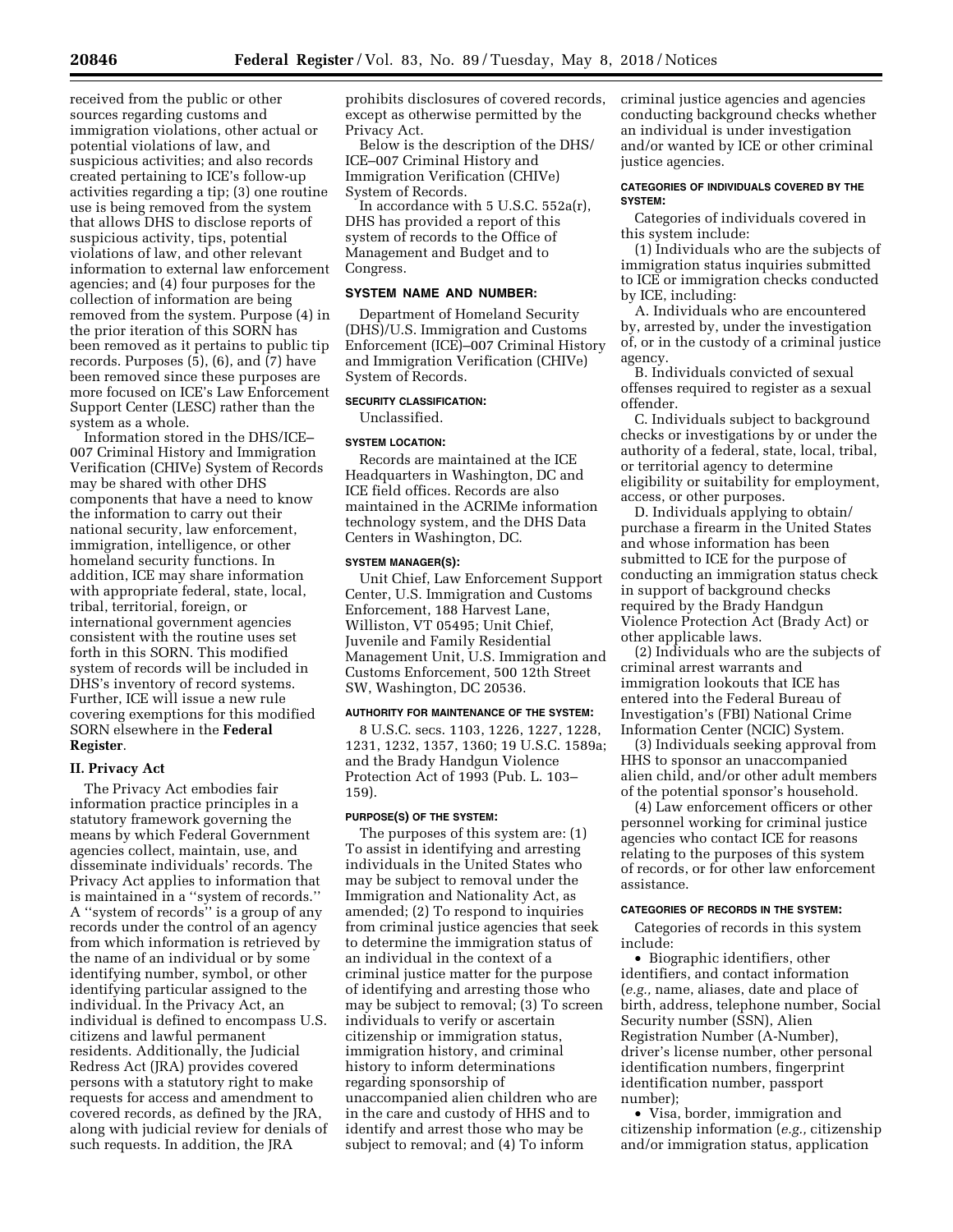received from the public or other sources regarding customs and immigration violations, other actual or potential violations of law, and suspicious activities; and also records created pertaining to ICE's follow-up activities regarding a tip; (3) one routine use is being removed from the system that allows DHS to disclose reports of suspicious activity, tips, potential violations of law, and other relevant information to external law enforcement agencies; and (4) four purposes for the collection of information are being removed from the system. Purpose (4) in the prior iteration of this SORN has been removed as it pertains to public tip records. Purposes (5), (6), and (7) have been removed since these purposes are more focused on ICE's Law Enforcement Support Center (LESC) rather than the system as a whole.

Information stored in the DHS/ICE–007 Criminal History and Immigration Verification (CHIVe) System of Records may be shared with other DHS components that have a need to know the information to carry out their national security, law enforcement, immigration, intelligence, or other homeland security functions. In addition, ICE may share information with appropriate federal, state, local, tribal, territorial, foreign, or international government agencies consistent with the routine uses set forth in this SORN. This modified system of records will be included in DHS's inventory of record systems. Further, ICE will issue a new rule covering exemptions for this modified SORN elsewhere in the **Federal Register**.

## II. Privacy Act

The Privacy Act embodies fair information practice principles in a statutory framework governing the means by which Federal Government agencies collect, maintain, use, and disseminate individuals' records. The Privacy Act applies to information that is maintained in a ''system of records.'' A ''system of records'' is a group of any records under the control of an agency from which information is retrieved by the name of an individual or by some identifying number, symbol, or other identifying particular assigned to the individual. In the Privacy Act, an individual is defined to encompass U.S. citizens and lawful permanent residents. Additionally, the Judicial Redress Act (JRA) provides covered persons with a statutory right to make requests for access and amendment to covered records, as defined by the JRA, along with judicial review for denials of such requests. In addition, the JRA prohibits disclosures of covered records, except as otherwise permitted by the Privacy Act.

Below is the description of the DHS/ICE–007 Criminal History and Immigration Verification (CHIVe) System of Records.

In accordance with 5 U.S.C. 552a(r), DHS has provided a report of this system of records to the Office of Management and Budget and to Congress.

### SYSTEM NAME AND NUMBER:

Department of Homeland Security (DHS)/U.S. Immigration and Customs Enforcement (ICE)–007 Criminal History and Immigration Verification (CHIVe) System of Records.

### SECURITY CLASSIFICATION:

Unclassified.

### SYSTEM LOCATION:

Records are maintained at the ICE Headquarters in Washington, DC and ICE field offices. Records are also maintained in the ACRIMe information technology system, and the DHS Data Centers in Washington, DC.

### SYSTEM MANAGER(S):

Unit Chief, Law Enforcement Support Center, U.S. Immigration and Customs Enforcement, 188 Harvest Lane, Williston, VT 05495; Unit Chief, Juvenile and Family Residential Management Unit, U.S. Immigration and Customs Enforcement, 500 12th Street SW, Washington, DC 20536.

### AUTHORITY FOR MAINTENANCE OF THE SYSTEM:

8 U.S.C. secs. 1103, 1226, 1227, 1228, 1231, 1232, 1357, 1360; 19 U.S.C. 1589a; and the Brady Handgun Violence Protection Act of 1993 (Pub. L. 103–159).

### PURPOSE(S) OF THE SYSTEM:

The purposes of this system are: (1) To assist in identifying and arresting individuals in the United States who may be subject to removal under the Immigration and Nationality Act, as amended; (2) To respond to inquiries from criminal justice agencies that seek to determine the immigration status of an individual in the context of a criminal justice matter for the purpose of identifying and arresting those who may be subject to removal; (3) To screen individuals to verify or ascertain citizenship or immigration status, immigration history, and criminal history to inform determinations regarding sponsorship of unaccompanied alien children who are in the care and custody of HHS and to identify and arrest those who may be subject to removal; and (4) To inform criminal justice agencies and agencies conducting background checks whether an individual is under investigation and/or wanted by ICE or other criminal justice agencies.

### CATEGORIES OF INDIVIDUALS COVERED BY THE SYSTEM:

Categories of individuals covered in this system include:

(1) Individuals who are the subjects of immigration status inquiries submitted to ICE or immigration checks conducted by ICE, including:

A. Individuals who are encountered by, arrested by, under the investigation of, or in the custody of a criminal justice agency.

B. Individuals convicted of sexual offenses required to register as a sexual offender.

C. Individuals subject to background checks or investigations by or under the authority of a federal, state, local, tribal, or territorial agency to determine eligibility or suitability for employment, access, or other purposes.

D. Individuals applying to obtain/purchase a firearm in the United States and whose information has been submitted to ICE for the purpose of conducting an immigration status check in support of background checks required by the Brady Handgun Violence Protection Act (Brady Act) or other applicable laws.

(2) Individuals who are the subjects of criminal arrest warrants and immigration lookouts that ICE has entered into the Federal Bureau of Investigation's (FBI) National Crime Information Center (NCIC) System.

(3) Individuals seeking approval from HHS to sponsor an unaccompanied alien child, and/or other adult members of the potential sponsor's household.

(4) Law enforcement officers or other personnel working for criminal justice agencies who contact ICE for reasons relating to the purposes of this system of records, or for other law enforcement assistance.

### CATEGORIES OF RECORDS IN THE SYSTEM:

Categories of records in this system include:

- Biographic identifiers, other identifiers, and contact information (*e.g.,* name, aliases, date and place of birth, address, telephone number, Social Security number (SSN), Alien Registration Number (A-Number), driver's license number, other personal identification numbers, fingerprint identification number, passport number);
- Visa, border, immigration and citizenship information (*e.g.,* citizenship and/or immigration status, application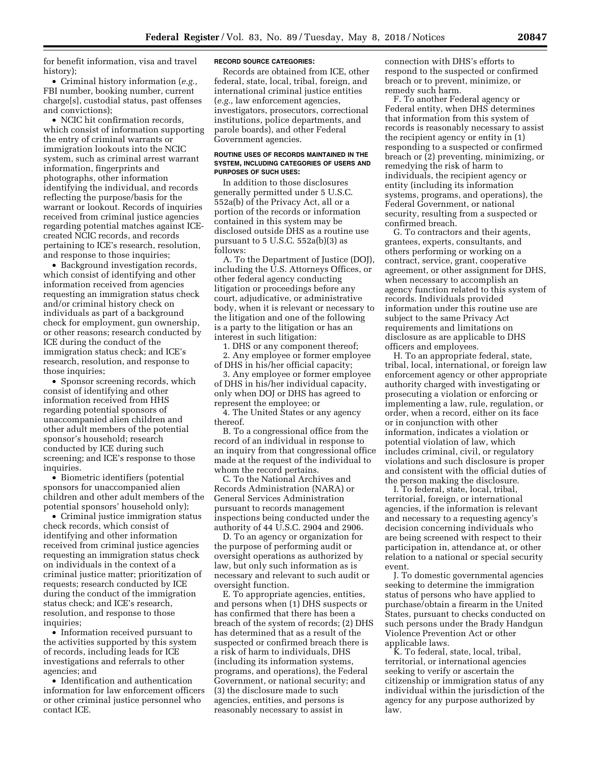for benefit information, visa and travel history);

- Criminal history information (*e.g.,* FBI number, booking number, current charge[s], custodial status, past offenses and convictions);
- NCIC hit confirmation records, which consist of information supporting the entry of criminal warrants or immigration lookouts into the NCIC system, such as criminal arrest warrant information, fingerprints and photographs, other information identifying the individual, and records reflecting the purpose/basis for the warrant or lookout. Records of inquiries received from criminal justice agencies regarding potential matches against ICE-created NCIC records, and records pertaining to ICE's research, resolution, and response to those inquiries;
- Background investigation records, which consist of identifying and other information received from agencies requesting an immigration status check and/or criminal history check on individuals as part of a background check for employment, gun ownership, or other reasons; research conducted by ICE during the conduct of the immigration status check; and ICE's research, resolution, and response to those inquiries;
- Sponsor screening records, which consist of identifying and other information received from HHS regarding potential sponsors of unaccompanied alien children and other adult members of the potential sponsor's household; research conducted by ICE during such screening; and ICE's response to those inquiries.
- Biometric identifiers (potential sponsors for unaccompanied alien children and other adult members of the potential sponsors' household only);
- Criminal justice immigration status check records, which consist of identifying and other information received from criminal justice agencies requesting an immigration status check on individuals in the context of a criminal justice matter; prioritization of requests; research conducted by ICE during the conduct of the immigration status check; and ICE's research, resolution, and response to those inquiries;
- Information received pursuant to the activities supported by this system of records, including leads for ICE investigations and referrals to other agencies; and
- Identification and authentication information for law enforcement officers or other criminal justice personnel who contact ICE.

**RECORD SOURCE CATEGORIES:**

Records are obtained from ICE, other federal, state, local, tribal, foreign, and international criminal justice entities (*e.g.,* law enforcement agencies, investigators, prosecutors, correctional institutions, police departments, and parole boards), and other Federal Government agencies.

**ROUTINE USES OF RECORDS MAINTAINED IN THE SYSTEM, INCLUDING CATEGORIES OF USERS AND PURPOSES OF SUCH USES:**

In addition to those disclosures generally permitted under 5 U.S.C. 552a(b) of the Privacy Act, all or a portion of the records or information contained in this system may be disclosed outside DHS as a routine use pursuant to 5 U.S.C. 552a(b)(3) as follows:

A. To the Department of Justice (DOJ), including the U.S. Attorneys Offices, or other federal agency conducting litigation or proceedings before any court, adjudicative, or administrative body, when it is relevant or necessary to the litigation and one of the following is a party to the litigation or has an interest in such litigation:

1. DHS or any component thereof;
2. Any employee or former employee of DHS in his/her official capacity;
3. Any employee or former employee of DHS in his/her individual capacity, only when DOJ or DHS has agreed to represent the employee; or
4. The United States or any agency thereof.

B. To a congressional office from the record of an individual in response to an inquiry from that congressional office made at the request of the individual to whom the record pertains.

C. To the National Archives and Records Administration (NARA) or General Services Administration pursuant to records management inspections being conducted under the authority of 44 U.S.C. 2904 and 2906.

D. To an agency or organization for the purpose of performing audit or oversight operations as authorized by law, but only such information as is necessary and relevant to such audit or oversight function.

E. To appropriate agencies, entities, and persons when (1) DHS suspects or has confirmed that there has been a breach of the system of records; (2) DHS has determined that as a result of the suspected or confirmed breach there is a risk of harm to individuals, DHS (including its information systems, programs, and operations), the Federal Government, or national security; and (3) the disclosure made to such agencies, entities, and persons is reasonably necessary to assist in connection with DHS's efforts to respond to the suspected or confirmed breach or to prevent, minimize, or remedy such harm.

F. To another Federal agency or Federal entity, when DHS determines that information from this system of records is reasonably necessary to assist the recipient agency or entity in (1) responding to a suspected or confirmed breach or (2) preventing, minimizing, or remedying the risk of harm to individuals, the recipient agency or entity (including its information systems, programs, and operations), the Federal Government, or national security, resulting from a suspected or confirmed breach.

G. To contractors and their agents, grantees, experts, consultants, and others performing or working on a contract, service, grant, cooperative agreement, or other assignment for DHS, when necessary to accomplish an agency function related to this system of records. Individuals provided information under this routine use are subject to the same Privacy Act requirements and limitations on disclosure as are applicable to DHS officers and employees.

H. To an appropriate federal, state, tribal, local, international, or foreign law enforcement agency or other appropriate authority charged with investigating or prosecuting a violation or enforcing or implementing a law, rule, regulation, or order, when a record, either on its face or in conjunction with other information, indicates a violation or potential violation of law, which includes criminal, civil, or regulatory violations and such disclosure is proper and consistent with the official duties of the person making the disclosure.

I. To federal, state, local, tribal, territorial, foreign, or international agencies, if the information is relevant and necessary to a requesting agency's decision concerning individuals who are being screened with respect to their participation in, attendance at, or other relation to a national or special security event.

J. To domestic governmental agencies seeking to determine the immigration status of persons who have applied to purchase/obtain a firearm in the United States, pursuant to checks conducted on such persons under the Brady Handgun Violence Prevention Act or other applicable laws.

K. To federal, state, local, tribal, territorial, or international agencies seeking to verify or ascertain the citizenship or immigration status of any individual within the jurisdiction of the agency for any purpose authorized by law.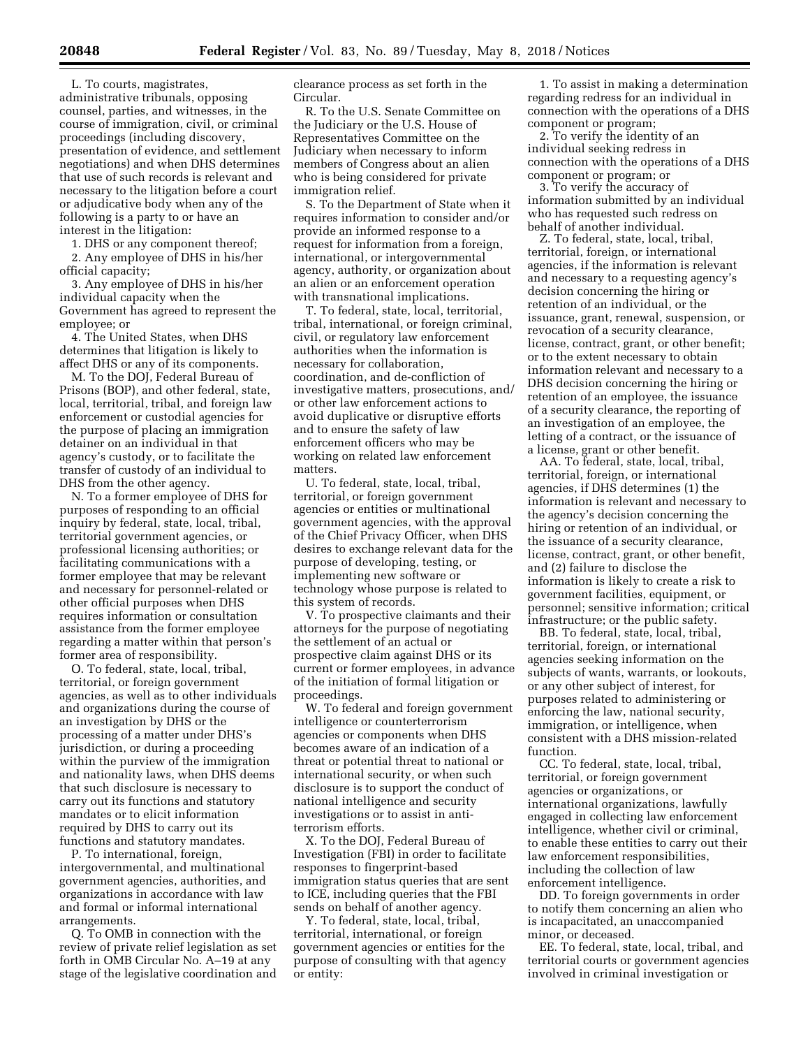L. To courts, magistrates, administrative tribunals, opposing counsel, parties, and witnesses, in the course of immigration, civil, or criminal proceedings (including discovery, presentation of evidence, and settlement negotiations) and when DHS determines that use of such records is relevant and necessary to the litigation before a court or adjudicative body when any of the following is a party to or have an interest in the litigation:

1. DHS or any component thereof;
2. Any employee of DHS in his/her official capacity;
3. Any employee of DHS in his/her individual capacity when the Government has agreed to represent the employee; or
4. The United States, when DHS determines that litigation is likely to affect DHS or any of its components.

M. To the DOJ, Federal Bureau of Prisons (BOP), and other federal, state, local, territorial, tribal, and foreign law enforcement or custodial agencies for the purpose of placing an immigration detainer on an individual in that agency's custody, or to facilitate the transfer of custody of an individual to DHS from the other agency.

N. To a former employee of DHS for purposes of responding to an official inquiry by federal, state, local, tribal, territorial government agencies, or professional licensing authorities; or facilitating communications with a former employee that may be relevant and necessary for personnel-related or other official purposes when DHS requires information or consultation assistance from the former employee regarding a matter within that person's former area of responsibility.

O. To federal, state, local, tribal, territorial, or foreign government agencies, as well as to other individuals and organizations during the course of an investigation by DHS or the processing of a matter under DHS's jurisdiction, or during a proceeding within the purview of the immigration and nationality laws, when DHS deems that such disclosure is necessary to carry out its functions and statutory mandates or to elicit information required by DHS to carry out its functions and statutory mandates.

P. To international, foreign, intergovernmental, and multinational government agencies, authorities, and organizations in accordance with law and formal or informal international arrangements.

Q. To OMB in connection with the review of private relief legislation as set forth in OMB Circular No. A–19 at any stage of the legislative coordination and clearance process as set forth in the Circular.

R. To the U.S. Senate Committee on the Judiciary or the U.S. House of Representatives Committee on the Judiciary when necessary to inform members of Congress about an alien who is being considered for private immigration relief.

S. To the Department of State when it requires information to consider and/or provide an informed response to a request for information from a foreign, international, or intergovernmental agency, authority, or organization about an alien or an enforcement operation with transnational implications.

T. To federal, state, local, territorial, tribal, international, or foreign criminal, civil, or regulatory law enforcement authorities when the information is necessary for collaboration, coordination, and de-confliction of investigative matters, prosecutions, and/or other law enforcement actions to avoid duplicative or disruptive efforts and to ensure the safety of law enforcement officers who may be working on related law enforcement matters.

U. To federal, state, local, tribal, territorial, or foreign government agencies or entities or multinational government agencies, with the approval of the Chief Privacy Officer, when DHS desires to exchange relevant data for the purpose of developing, testing, or implementing new software or technology whose purpose is related to this system of records.

V. To prospective claimants and their attorneys for the purpose of negotiating the settlement of an actual or prospective claim against DHS or its current or former employees, in advance of the initiation of formal litigation or proceedings.

W. To federal and foreign government intelligence or counterterrorism agencies or components when DHS becomes aware of an indication of a threat or potential threat to national or international security, or when such disclosure is to support the conduct of national intelligence and security investigations or to assist in anti-terrorism efforts.

X. To the DOJ, Federal Bureau of Investigation (FBI) in order to facilitate responses to fingerprint-based immigration status queries that are sent to ICE, including queries that the FBI sends on behalf of another agency.

Y. To federal, state, local, tribal, territorial, international, or foreign government agencies or entities for the purpose of consulting with that agency or entity:

1. To assist in making a determination regarding redress for an individual in connection with the operations of a DHS component or program;
2. To verify the identity of an individual seeking redress in connection with the operations of a DHS component or program; or
3. To verify the accuracy of information submitted by an individual who has requested such redress on behalf of another individual.

Z. To federal, state, local, tribal, territorial, foreign, or international agencies, if the information is relevant and necessary to a requesting agency's decision concerning the hiring or retention of an individual, or the issuance, grant, renewal, suspension, or revocation of a security clearance, license, contract, grant, or other benefit; or to the extent necessary to obtain information relevant and necessary to a DHS decision concerning the hiring or retention of an employee, the issuance of a security clearance, the reporting of an investigation of an employee, the letting of a contract, or the issuance of a license, grant or other benefit.

AA. To federal, state, local, tribal, territorial, foreign, or international agencies, if DHS determines (1) the information is relevant and necessary to the agency's decision concerning the hiring or retention of an individual, or the issuance of a security clearance, license, contract, grant, or other benefit, and (2) failure to disclose the information is likely to create a risk to government facilities, equipment, or personnel; sensitive information; critical infrastructure; or the public safety.

BB. To federal, state, local, tribal, territorial, foreign, or international agencies seeking information on the subjects of wants, warrants, or lookouts, or any other subject of interest, for purposes related to administering or enforcing the law, national security, immigration, or intelligence, when consistent with a DHS mission-related function.

CC. To federal, state, local, tribal, territorial, or foreign government agencies or organizations, or international organizations, lawfully engaged in collecting law enforcement intelligence, whether civil or criminal, to enable these entities to carry out their law enforcement responsibilities, including the collection of law enforcement intelligence.

DD. To foreign governments in order to notify them concerning an alien who is incapacitated, an unaccompanied minor, or deceased.

EE. To federal, state, local, tribal, and territorial courts or government agencies involved in criminal investigation or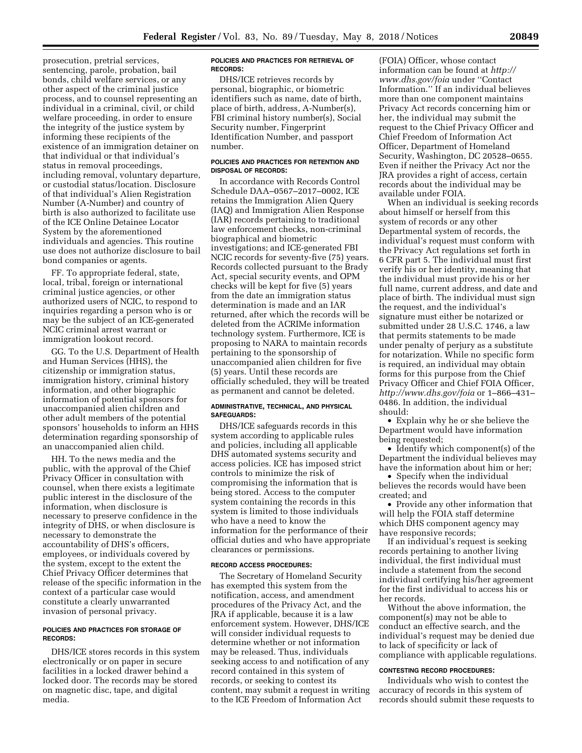prosecution, pretrial services, sentencing, parole, probation, bail bonds, child welfare services, or any other aspect of the criminal justice process, and to counsel representing an individual in a criminal, civil, or child welfare proceeding, in order to ensure the integrity of the justice system by informing these recipients of the existence of an immigration detainer on that individual or that individual's status in removal proceedings, including removal, voluntary departure, or custodial status/location. Disclosure of that individual's Alien Registration Number (A-Number) and country of birth is also authorized to facilitate use of the ICE Online Detainee Locator System by the aforementioned individuals and agencies. This routine use does not authorize disclosure to bail bond companies or agents.

FF. To appropriate federal, state, local, tribal, foreign or international criminal justice agencies, or other authorized users of NCIC, to respond to inquiries regarding a person who is or may be the subject of an ICE-generated NCIC criminal arrest warrant or immigration lookout record.

GG. To the U.S. Department of Health and Human Services (HHS), the citizenship or immigration status, immigration history, criminal history information, and other biographic information of potential sponsors for unaccompanied alien children and other adult members of the potential sponsors' households to inform an HHS determination regarding sponsorship of an unaccompanied alien child.

HH. To the news media and the public, with the approval of the Chief Privacy Officer in consultation with counsel, when there exists a legitimate public interest in the disclosure of the information, when disclosure is necessary to preserve confidence in the integrity of DHS, or when disclosure is necessary to demonstrate the accountability of DHS's officers, employees, or individuals covered by the system, except to the extent the Chief Privacy Officer determines that release of the specific information in the context of a particular case would constitute a clearly unwarranted invasion of personal privacy.

#### POLICIES AND PRACTICES FOR STORAGE OF RECORDS:

DHS/ICE stores records in this system electronically or on paper in secure facilities in a locked drawer behind a locked door. The records may be stored on magnetic disc, tape, and digital media.

#### POLICIES AND PRACTICES FOR RETRIEVAL OF RECORDS:

DHS/ICE retrieves records by personal, biographic, or biometric identifiers such as name, date of birth, place of birth, address, A-Number(s), FBI criminal history number(s), Social Security number, Fingerprint Identification Number, and passport number.

#### POLICIES AND PRACTICES FOR RETENTION AND DISPOSAL OF RECORDS:

In accordance with Records Control Schedule DAA–0567–2017–0002, ICE retains the Immigration Alien Query (IAQ) and Immigration Alien Response (IAR) records pertaining to traditional law enforcement checks, non-criminal biographical and biometric investigations; and ICE-generated FBI NCIC records for seventy-five (75) years. Records collected pursuant to the Brady Act, special security events, and OPM checks will be kept for five (5) years from the date an immigration status determination is made and an IAR returned, after which the records will be deleted from the ACRIMe information technology system. Furthermore, ICE is proposing to NARA to maintain records pertaining to the sponsorship of unaccompanied alien children for five (5) years. Until these records are officially scheduled, they will be treated as permanent and cannot be deleted.

#### ADMINISTRATIVE, TECHNICAL, AND PHYSICAL SAFEGUARDS:

DHS/ICE safeguards records in this system according to applicable rules and policies, including all applicable DHS automated systems security and access policies. ICE has imposed strict controls to minimize the risk of compromising the information that is being stored. Access to the computer system containing the records in this system is limited to those individuals who have a need to know the information for the performance of their official duties and who have appropriate clearances or permissions.

#### RECORD ACCESS PROCEDURES:

The Secretary of Homeland Security has exempted this system from the notification, access, and amendment procedures of the Privacy Act, and the JRA if applicable, because it is a law enforcement system. However, DHS/ICE will consider individual requests to determine whether or not information may be released. Thus, individuals seeking access to and notification of any record contained in this system of records, or seeking to contest its content, may submit a request in writing to the ICE Freedom of Information Act (FOIA) Officer, whose contact information can be found at *http://www.dhs.gov/foia* under ''Contact Information.'' If an individual believes more than one component maintains Privacy Act records concerning him or her, the individual may submit the request to the Chief Privacy Officer and Chief Freedom of Information Act Officer, Department of Homeland Security, Washington, DC 20528–0655. Even if neither the Privacy Act nor the JRA provides a right of access, certain records about the individual may be available under FOIA.

When an individual is seeking records about himself or herself from this system of records or any other Departmental system of records, the individual's request must conform with the Privacy Act regulations set forth in 6 CFR part 5. The individual must first verify his or her identity, meaning that the individual must provide his or her full name, current address, and date and place of birth. The individual must sign the request, and the individual's signature must either be notarized or submitted under 28 U.S.C. 1746, a law that permits statements to be made under penalty of perjury as a substitute for notarization. While no specific form is required, an individual may obtain forms for this purpose from the Chief Privacy Officer and Chief FOIA Officer, *http://www.dhs.gov/foia* or 1–866–431–0486. In addition, the individual should:

- Explain why he or she believe the Department would have information being requested;
- Identify which component(s) of the Department the individual believes may have the information about him or her;
- Specify when the individual believes the records would have been created; and
- Provide any other information that will help the FOIA staff determine which DHS component agency may have responsive records;

If an individual's request is seeking records pertaining to another living individual, the first individual must include a statement from the second individual certifying his/her agreement for the first individual to access his or her records.

Without the above information, the component(s) may not be able to conduct an effective search, and the individual's request may be denied due to lack of specificity or lack of compliance with applicable regulations.

#### CONTESTING RECORD PROCEDURES:

Individuals who wish to contest the accuracy of records in this system of records should submit these requests to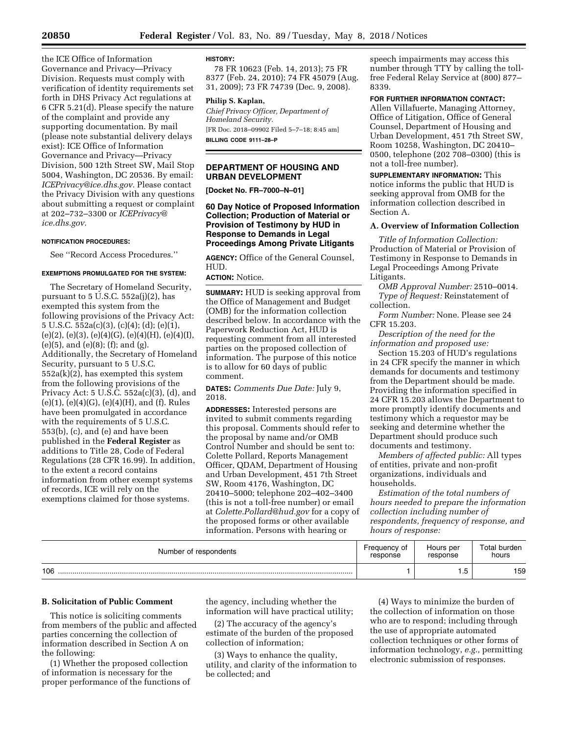the ICE Office of Information Governance and Privacy—Privacy Division. Requests must comply with verification of identity requirements set forth in DHS Privacy Act regulations at 6 CFR 5.21(d). Please specify the nature of the complaint and provide any supporting documentation. By mail (please note substantial delivery delays exist): ICE Office of Information Governance and Privacy—Privacy Division, 500 12th Street SW, Mail Stop 5004, Washington, DC 20536. By email: *ICEPrivacy@ice.dhs.gov*. Please contact the Privacy Division with any questions about submitting a request or complaint at 202–732–3300 or *ICEPrivacy@ice.dhs.gov*.

**NOTIFICATION PROCEDURES:**

See ''Record Access Procedures.''

**EXEMPTIONS PROMULGATED FOR THE SYSTEM:**

The Secretary of Homeland Security, pursuant to 5 U.S.C. 552a(j)(2), has exempted this system from the following provisions of the Privacy Act: 5 U.S.C. 552a(c)(3), (c)(4); (d); (e)(1), (e)(2), (e)(3), (e)(4)(G), (e)(4)(H), (e)(4)(I), (e)(5), and (e)(8); (f); and (g). Additionally, the Secretary of Homeland Security, pursuant to 5 U.S.C. 552a(k)(2), has exempted this system from the following provisions of the Privacy Act: 5 U.S.C. 552a(c)(3), (d), and (e)(1), (e)(4)(G), (e)(4)(H), and (f). Rules have been promulgated in accordance with the requirements of 5 U.S.C. 553(b), (c), and (e) and have been published in the **Federal Register** as additions to Title 28, Code of Federal Regulations (28 CFR 16.99). In addition, to the extent a record contains information from other exempt systems of records, ICE will rely on the exemptions claimed for those systems.

**HISTORY:**

78 FR 10623 (Feb. 14, 2013); 75 FR 8377 (Feb. 24, 2010); 74 FR 45079 (Aug. 31, 2009); 73 FR 74739 (Dec. 9, 2008).

**Philip S. Kaplan,**

*Chief Privacy Officer, Department of Homeland Security.*

[FR Doc. 2018–09902 Filed 5–7–18; 8:45 am]

**BILLING CODE 9111–28–P**

## DEPARTMENT OF HOUSING AND URBAN DEVELOPMENT

**[Docket No. FR–7000–N–01]**

## 60 Day Notice of Proposed Information Collection; Production of Material or Provision of Testimony by HUD in Response to Demands in Legal Proceedings Among Private Litigants

**AGENCY:** Office of the General Counsel, HUD.

**ACTION:** Notice.

**SUMMARY:** HUD is seeking approval from the Office of Management and Budget (OMB) for the information collection described below. In accordance with the Paperwork Reduction Act, HUD is requesting comment from all interested parties on the proposed collection of information. The purpose of this notice is to allow for 60 days of public comment.

**DATES:** *Comments Due Date:* July 9, 2018.

**ADDRESSES:** Interested persons are invited to submit comments regarding this proposal. Comments should refer to the proposal by name and/or OMB Control Number and should be sent to: Colette Pollard, Reports Management Officer, QDAM, Department of Housing and Urban Development, 451 7th Street SW, Room 4176, Washington, DC 20410–5000; telephone 202–402–3400 (this is not a toll-free number) or email at *Colette.Pollard@hud.gov* for a copy of the proposed forms or other available information. Persons with hearing or speech impairments may access this number through TTY by calling the toll-free Federal Relay Service at (800) 877–8339.

**FOR FURTHER INFORMATION CONTACT:** Allen Villafuerte, Managing Attorney, Office of Litigation, Office of General Counsel, Department of Housing and Urban Development, 451 7th Street SW, Room 10258, Washington, DC 20410–0500, telephone (202 708–0300) (this is not a toll-free number).

**SUPPLEMENTARY INFORMATION:** This notice informs the public that HUD is seeking approval from OMB for the information collection described in Section A.

### A. Overview of Information Collection

*Title of Information Collection:* Production of Material or Provision of Testimony in Response to Demands in Legal Proceedings Among Private Litigants.

*OMB Approval Number:* 2510–0014.

*Type of Request:* Reinstatement of collection.

*Form Number:* None. Please see 24 CFR 15.203.

*Description of the need for the information and proposed use:*

Section 15.203 of HUD's regulations in 24 CFR specify the manner in which demands for documents and testimony from the Department should be made. Providing the information specified in 24 CFR 15.203 allows the Department to more promptly identify documents and testimony which a requestor may be seeking and determine whether the Department should produce such documents and testimony.

*Members of affected public:* All types of entities, private and non-profit organizations, individuals and households.

*Estimation of the total numbers of hours needed to prepare the information collection including number of respondents, frequency of response, and hours of response:*

| Number of respondents | Frequency of response | Hours per response | Total burden hours |
|---|---|---|---|
| 106 | 1 | 1.5 | 159 |

### B. Solicitation of Public Comment

This notice is soliciting comments from members of the public and affected parties concerning the collection of information described in Section A on the following:

(1) Whether the proposed collection of information is necessary for the proper performance of the functions of the agency, including whether the information will have practical utility;

(2) The accuracy of the agency's estimate of the burden of the proposed collection of information;

(3) Ways to enhance the quality, utility, and clarity of the information to be collected; and

(4) Ways to minimize the burden of the collection of information on those who are to respond; including through the use of appropriate automated collection techniques or other forms of information technology, *e.g.,* permitting electronic submission of responses.